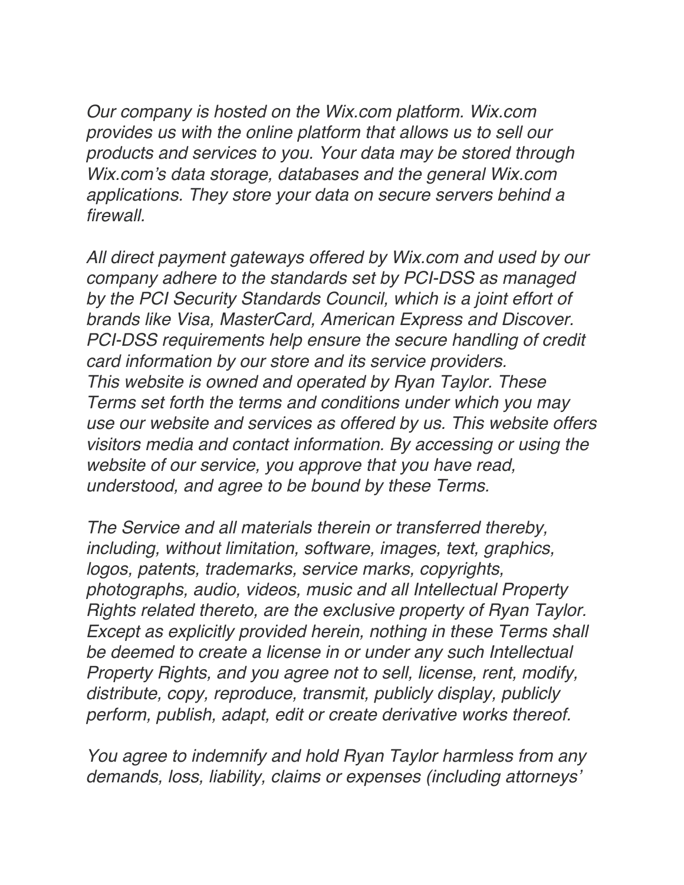*Our company is hosted on the Wix.com platform. Wix.com provides us with the online platform that allows us to sell our products and services to you. Your data may be stored through Wix.com's data storage, databases and the general Wix.com applications. They store your data on secure servers behind a firewall.*

*All direct payment gateways offered by Wix.com and used by our company adhere to the standards set by PCI-DSS as managed by the PCI Security Standards Council, which is a joint effort of brands like Visa, MasterCard, American Express and Discover. PCI-DSS requirements help ensure the secure handling of credit card information by our store and its service providers.*
*This website is owned and operated by Ryan Taylor. These Terms set forth the terms and conditions under which you may use our website and services as offered by us. This website offers visitors media and contact information. By accessing or using the website of our service, you approve that you have read, understood, and agree to be bound by these Terms.*

*The Service and all materials therein or transferred thereby, including, without limitation, software, images, text, graphics, logos, patents, trademarks, service marks, copyrights, photographs, audio, videos, music and all Intellectual Property Rights related thereto, are the exclusive property of Ryan Taylor. Except as explicitly provided herein, nothing in these Terms shall be deemed to create a license in or under any such Intellectual Property Rights, and you agree not to sell, license, rent, modify, distribute, copy, reproduce, transmit, publicly display, publicly perform, publish, adapt, edit or create derivative works thereof.*

*You agree to indemnify and hold Ryan Taylor harmless from any demands, loss, liability, claims or expenses (including attorneys'*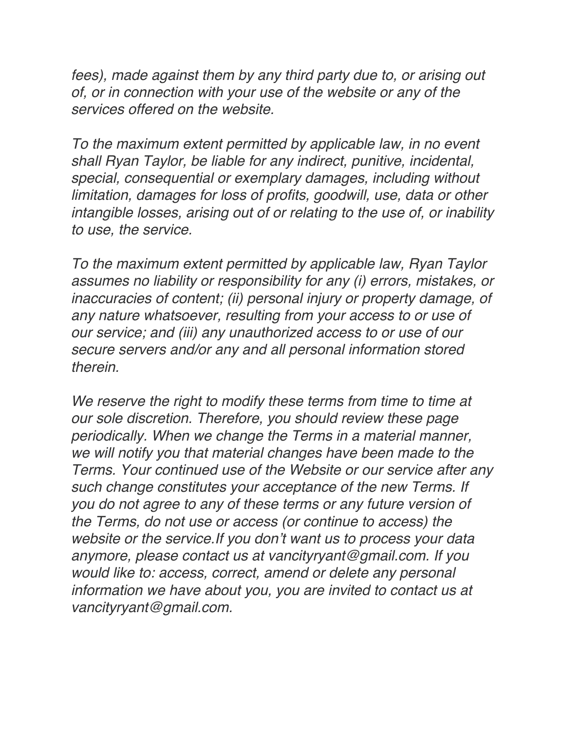*fees), made against them by any third party due to, or arising out of, or in connection with your use of the website or any of the services offered on the website.*

*To the maximum extent permitted by applicable law, in no event shall Ryan Taylor, be liable for any indirect, punitive, incidental, special, consequential or exemplary damages, including without limitation, damages for loss of profits, goodwill, use, data or other intangible losses, arising out of or relating to the use of, or inability to use, the service.*

*To the maximum extent permitted by applicable law, Ryan Taylor assumes no liability or responsibility for any (i) errors, mistakes, or inaccuracies of content; (ii) personal injury or property damage, of any nature whatsoever, resulting from your access to or use of our service; and (iii) any unauthorized access to or use of our secure servers and/or any and all personal information stored therein.*

*We reserve the right to modify these terms from time to time at our sole discretion. Therefore, you should review these page periodically. When we change the Terms in a material manner, we will notify you that material changes have been made to the Terms. Your continued use of the Website or our service after any such change constitutes your acceptance of the new Terms. If you do not agree to any of these terms or any future version of the Terms, do not use or access (or continue to access) the website or the service.If you don't want us to process your data anymore, please contact us at vancityryant@gmail.com. If you would like to: access, correct, amend or delete any personal information we have about you, you are invited to contact us at vancityryant@gmail.com.*